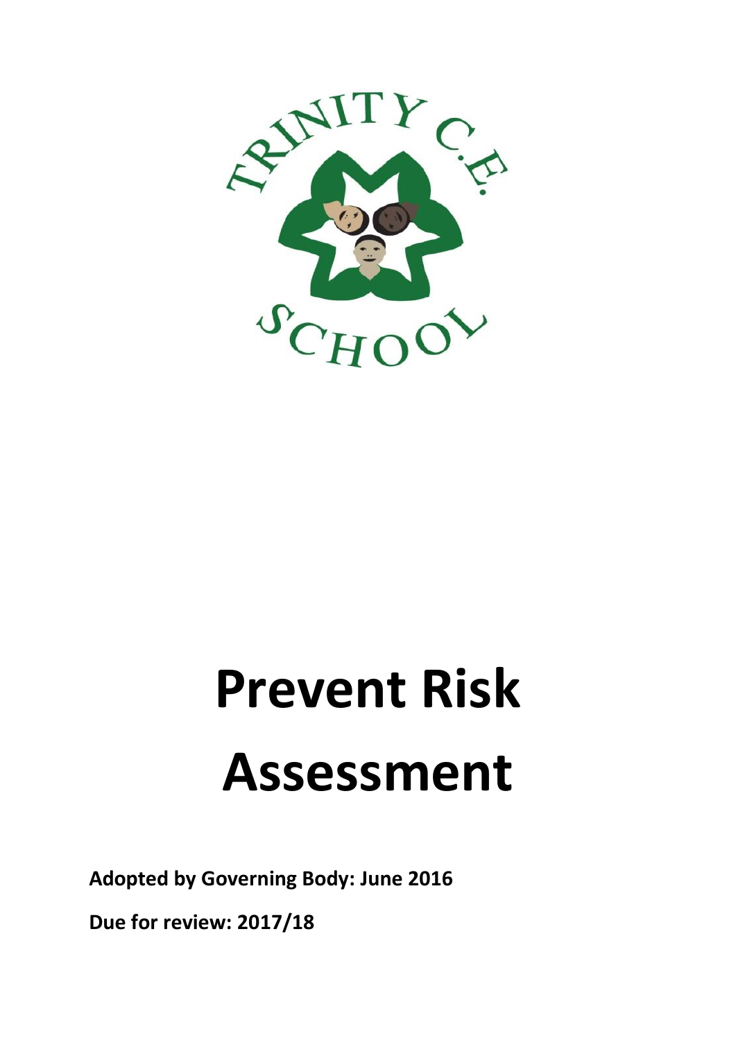# Prevent Risk Assessment

**Adopted by Governing Body: June 2016**

**Due for review: 2017/18**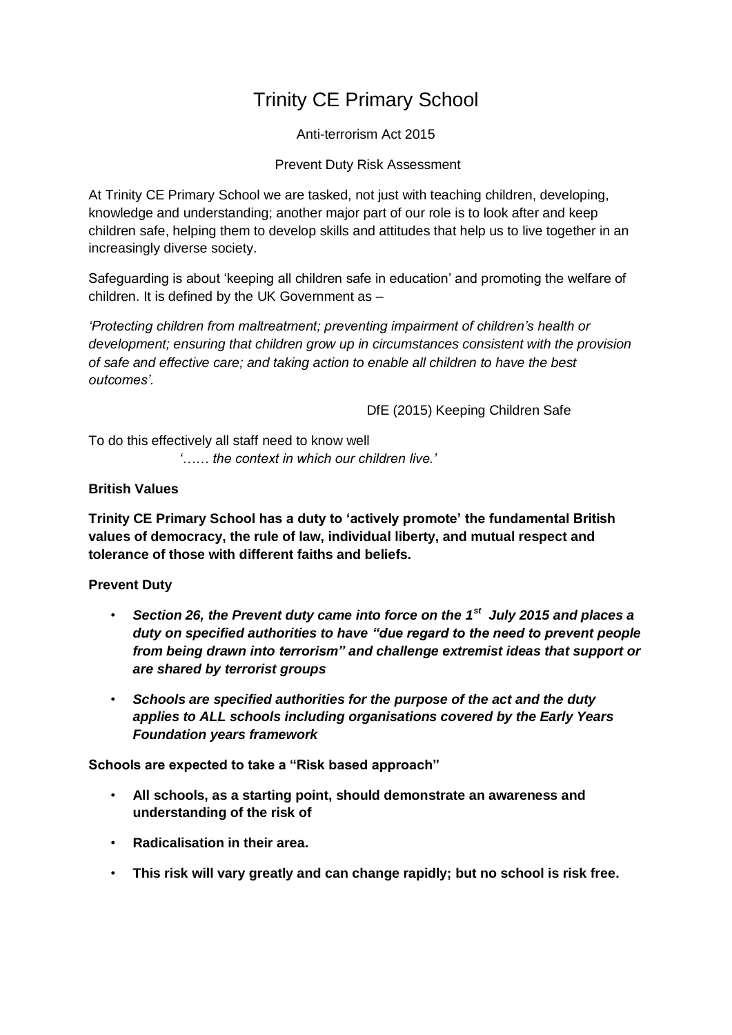# Trinity CE Primary School

Anti-terrorism Act 2015

Prevent Duty Risk Assessment

At Trinity CE Primary School we are tasked, not just with teaching children, developing, knowledge and understanding; another major part of our role is to look after and keep children safe, helping them to develop skills and attitudes that help us to live together in an increasingly diverse society.

Safeguarding is about 'keeping all children safe in education' and promoting the welfare of children. It is defined by the UK Government as –

*'Protecting children from maltreatment; preventing impairment of children's health or development; ensuring that children grow up in circumstances consistent with the provision of safe and effective care; and taking action to enable all children to have the best outcomes'.*

DfE (2015) Keeping Children Safe

To do this effectively all staff need to know well
*'…… the context in which our children live.'*

**British Values**

**Trinity CE Primary School has a duty to 'actively promote' the fundamental British values of democracy, the rule of law, individual liberty, and mutual respect and tolerance of those with different faiths and beliefs.**

**Prevent Duty**

- ***Section 26, the Prevent duty came into force on the 1st July 2015 and places a duty on specified authorities to have "due regard to the need to prevent people from being drawn into terrorism" and challenge extremist ideas that support or are shared by terrorist groups***
- ***Schools are specified authorities for the purpose of the act and the duty applies to ALL schools including organisations covered by the Early Years Foundation years framework***

**Schools are expected to take a "Risk based approach"**

- **All schools, as a starting point, should demonstrate an awareness and understanding of the risk of**
- **Radicalisation in their area.**
- **This risk will vary greatly and can change rapidly; but no school is risk free.**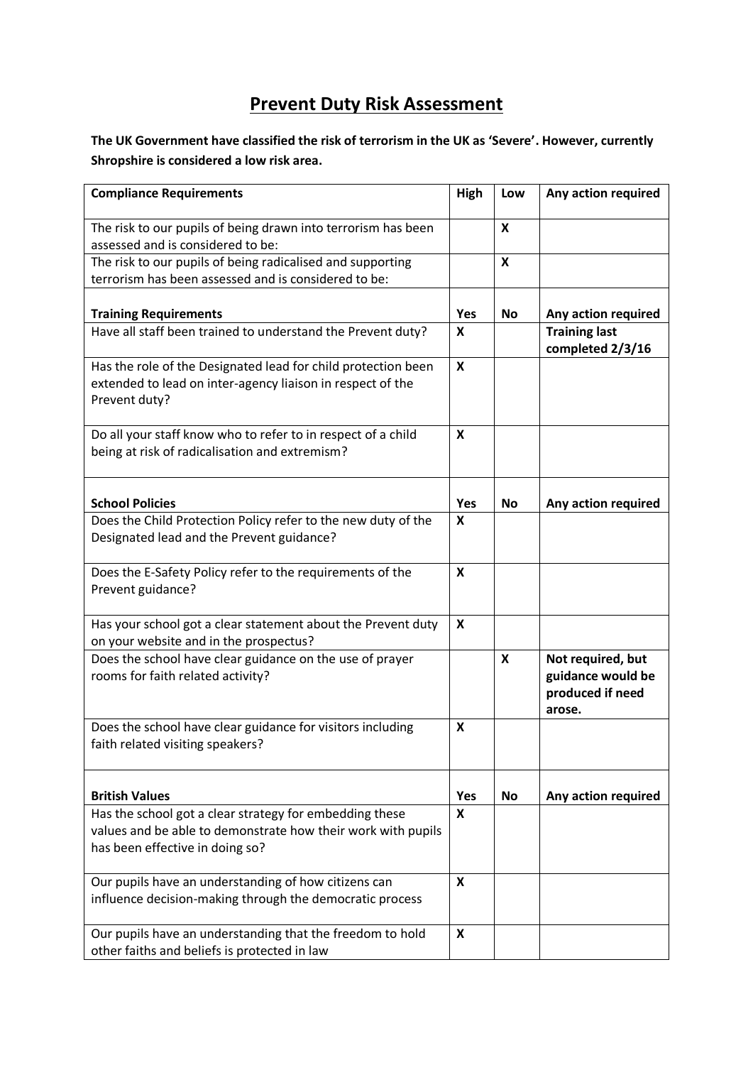# Prevent Duty Risk Assessment

**The UK Government have classified the risk of terrorism in the UK as 'Severe'. However, currently Shropshire is considered a low risk area.**

| **Compliance Requirements** | **High** | **Low** | **Any action required** |
|---|---|---|---|
| The risk to our pupils of being drawn into terrorism has been assessed and is considered to be: | | **X** | |
| The risk to our pupils of being radicalised and supporting terrorism has been assessed and is considered to be: | | **X** | |
| **Training Requirements** | **Yes** | **No** | **Any action required** |
| Have all staff been trained to understand the Prevent duty? | **X** | | **Training last completed 2/3/16** |
| Has the role of the Designated lead for child protection been extended to lead on inter-agency liaison in respect of the Prevent duty? | **X** | | |
| Do all your staff know who to refer to in respect of a child being at risk of radicalisation and extremism? | **X** | | |
| **School Policies** | **Yes** | **No** | **Any action required** |
| Does the Child Protection Policy refer to the new duty of the Designated lead and the Prevent guidance? | **X** | | |
| Does the E-Safety Policy refer to the requirements of the Prevent guidance? | **X** | | |
| Has your school got a clear statement about the Prevent duty on your website and in the prospectus? | **X** | | |
| Does the school have clear guidance on the use of prayer rooms for faith related activity? | | **X** | **Not required, but guidance would be produced if need arose.** |
| Does the school have clear guidance for visitors including faith related visiting speakers? | **X** | | |
| **British Values** | **Yes** | **No** | **Any action required** |
| Has the school got a clear strategy for embedding these values and be able to demonstrate how their work with pupils has been effective in doing so? | **X** | | |
| Our pupils have an understanding of how citizens can influence decision-making through the democratic process | **X** | | |
| Our pupils have an understanding that the freedom to hold other faiths and beliefs is protected in law | **X** | | |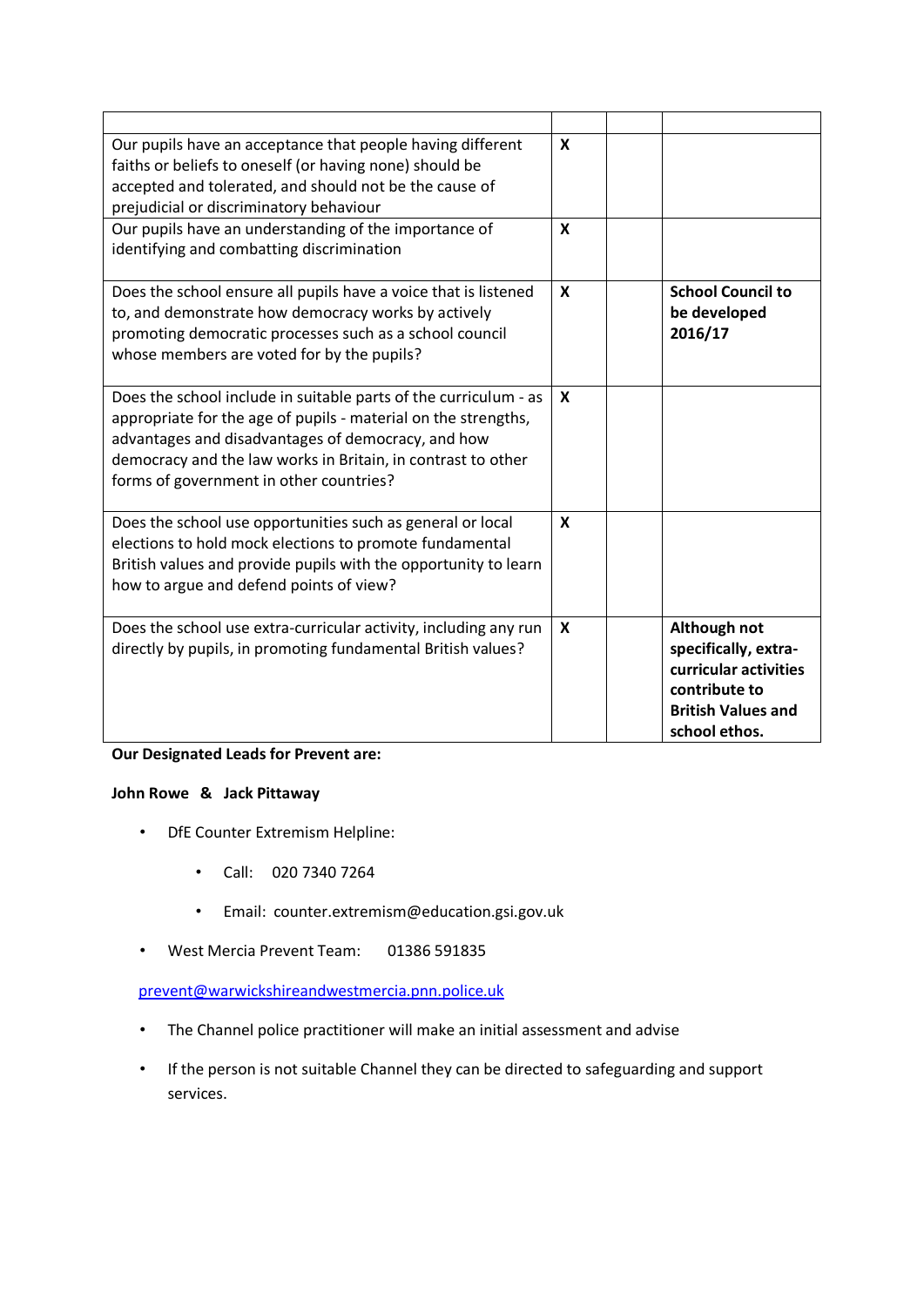| | | | |
|---|---|---|---|
| Our pupils have an acceptance that people having different faiths or beliefs to oneself (or having none) should be accepted and tolerated, and should not be the cause of prejudicial or discriminatory behaviour | **X** | | |
| Our pupils have an understanding of the importance of identifying and combatting discrimination | **X** | | |
| Does the school ensure all pupils have a voice that is listened to, and demonstrate how democracy works by actively promoting democratic processes such as a school council whose members are voted for by the pupils? | **X** | | **School Council to be developed 2016/17** |
| Does the school include in suitable parts of the curriculum - as appropriate for the age of pupils - material on the strengths, advantages and disadvantages of democracy, and how democracy and the law works in Britain, in contrast to other forms of government in other countries? | **X** | | |
| Does the school use opportunities such as general or local elections to hold mock elections to promote fundamental British values and provide pupils with the opportunity to learn how to argue and defend points of view? | **X** | | |
| Does the school use extra-curricular activity, including any run directly by pupils, in promoting fundamental British values? | **X** | | **Although not specifically, extra-curricular activities contribute to British Values and school ethos.** |

**Our Designated Leads for Prevent are:**

**John Rowe & Jack Pittaway**

- DfE Counter Extremism Helpline:
    - Call: 020 7340 7264
    - Email: counter.extremism@education.gsi.gov.uk
- West Mercia Prevent Team: 01386 591835

prevent@warwickshireandwestmercia.pnn.police.uk

- The Channel police practitioner will make an initial assessment and advise
- If the person is not suitable Channel they can be directed to safeguarding and support services.